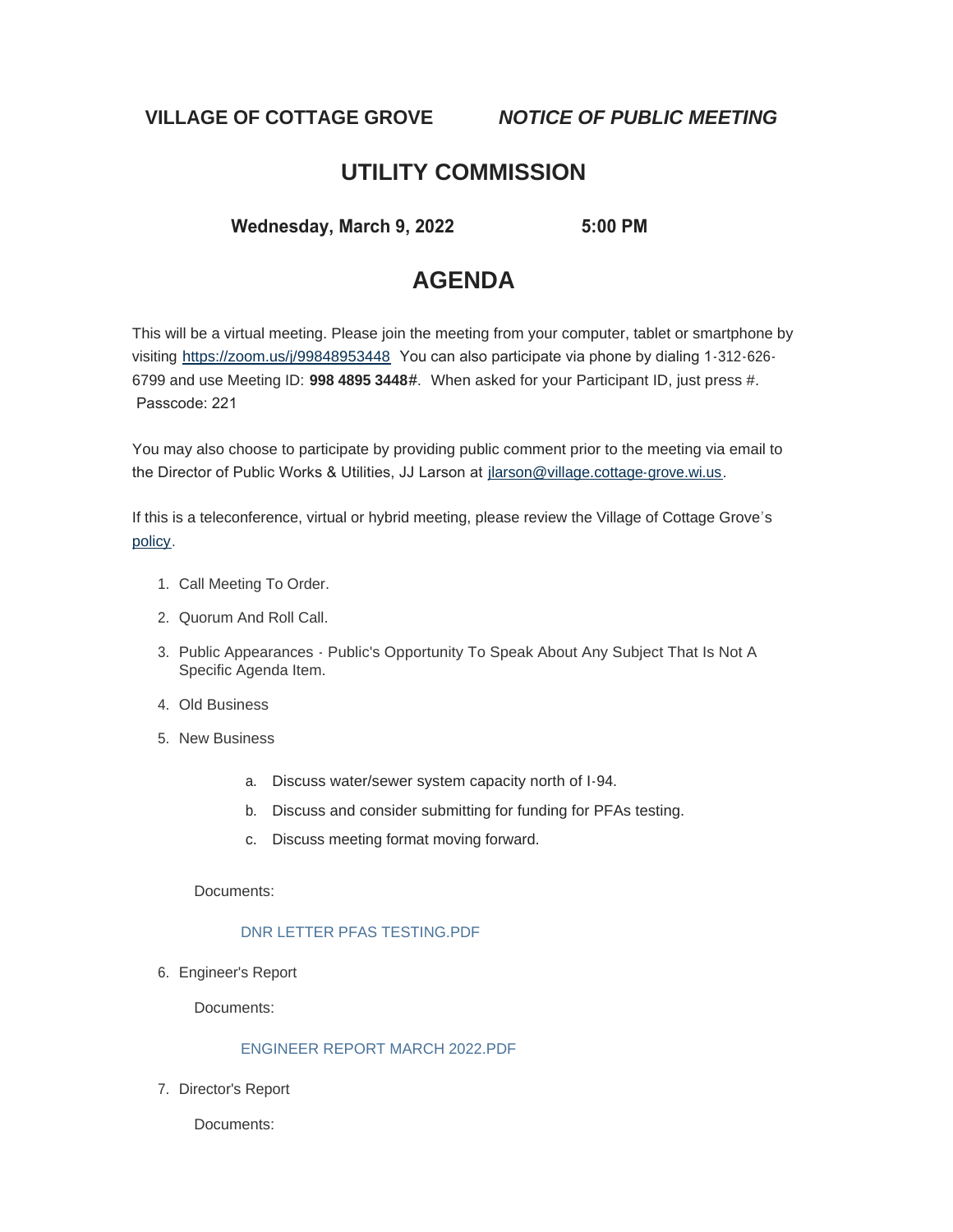**VILLAGE OF COTTAGE GROVE** ***NOTICE OF PUBLIC MEETING***

## UTILITY COMMISSION

**Wednesday, March 9, 2022** **5:00 PM**

## AGENDA

This will be a virtual meeting. Please join the meeting from your computer, tablet or smartphone by visiting https://zoom.us/j/99848953448 You can also participate via phone by dialing 1-312-626-6799 and use Meeting ID: **998 4895 3448**#. When asked for your Participant ID, just press #. Passcode: 221

You may also choose to participate by providing public comment prior to the meeting via email to the Director of Public Works & Utilities, JJ Larson at jlarson@village.cottage-grove.wi.us.

If this is a teleconference, virtual or hybrid meeting, please review the Village of Cottage Grove's policy.

1. Call Meeting To Order.
2. Quorum And Roll Call.
3. Public Appearances - Public's Opportunity To Speak About Any Subject That Is Not A Specific Agenda Item.
4. Old Business
5. New Business
   a. Discuss water/sewer system capacity north of I-94.
   b. Discuss and consider submitting for funding for PFAs testing.
   c. Discuss meeting format moving forward.

   Documents:

   DNR LETTER PFAS TESTING.PDF

6. Engineer's Report

   Documents:

   ENGINEER REPORT MARCH 2022.PDF

7. Director's Report

   Documents: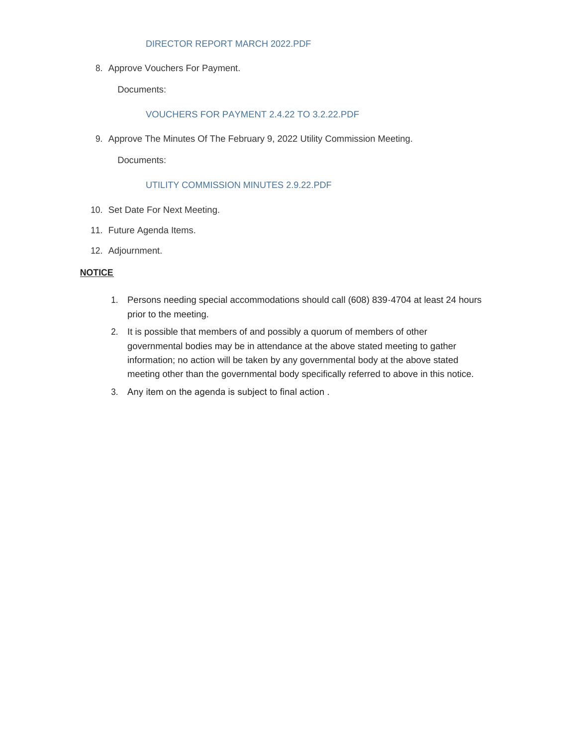DIRECTOR REPORT MARCH 2022.PDF

8. Approve Vouchers For Payment.

   Documents:

   VOUCHERS FOR PAYMENT 2.4.22 TO 3.2.22.PDF

9. Approve The Minutes Of The February 9, 2022 Utility Commission Meeting.

   Documents:

   UTILITY COMMISSION MINUTES 2.9.22.PDF

10. Set Date For Next Meeting.
11. Future Agenda Items.
12. Adjournment.

**NOTICE**

1. Persons needing special accommodations should call (608) 839-4704 at least 24 hours prior to the meeting.
2. It is possible that members of and possibly a quorum of members of other governmental bodies may be in attendance at the above stated meeting to gather information; no action will be taken by any governmental body at the above stated meeting other than the governmental body specifically referred to above in this notice.
3. Any item on the agenda is subject to final action .